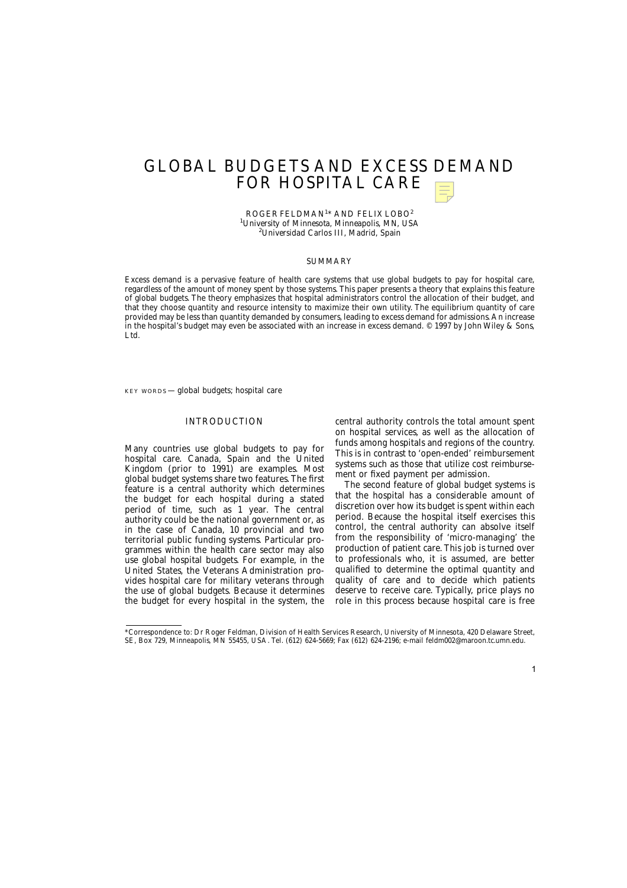# GLOBAL BUDGETS AND EXCESS DEMAND FOR HOSPITAL CARE

ROGER FELDMAN[1]* AND FELIX LOBO[2]

[1]University of Minnesota, Minneapolis, MN, USA

[2]Universidad Carlos III, Madrid, Spain

## SUMMARY

Excess demand is a pervasive feature of health care systems that use global budgets to pay for hospital care, regardless of the amount of money spent by those systems. This paper presents a theory that explains this feature of global budgets. The theory emphasizes that hospital administrators control the allocation of their budget, and that they choose quantity and resource intensity to maximize their own utility. The equilibrium quantity of care provided may be less than quantity demanded by consumers, leading to excess demand for admissions. An increase in the hospital's budget may even be associated with an increase in excess demand. © 1997 by John Wiley & Sons, Ltd.

KEY WORDS — global budgets; hospital care

## INTRODUCTION

Many countries use global budgets to pay for hospital care. Canada, Spain and the United Kingdom (prior to 1991) are examples. Most global budget systems share two features. The first feature is a central authority which determines the budget for each hospital during a stated period of time, such as 1 year. The central authority could be the national government or, as in the case of Canada, 10 provincial and two territorial public funding systems. Particular programmes within the health care sector may also use global hospital budgets. For example, in the United States, the Veterans Administration provides hospital care for military veterans through the use of global budgets. Because it determines the budget for every hospital in the system, the central authority controls the total amount spent on hospital services, as well as the allocation of funds among hospitals and regions of the country. This is in contrast to 'open-ended' reimbursement systems such as those that utilize cost reimbursement or fixed payment per admission.

The second feature of global budget systems is that the hospital has a considerable amount of discretion over how its budget is spent within each period. Because the hospital itself exercises this control, the central authority can absolve itself from the responsibility of 'micro-managing' the production of patient care. This job is turned over to professionals who, it is assumed, are better qualified to determine the optimal quantity and quality of care and to decide which patients deserve to receive care. Typically, price plays no role in this process because hospital care is free

*Correspondence to: Dr Roger Feldman, Division of Health Services Research, University of Minnesota, 420 Delaware Street, SE, Box 729, Minneapolis, MN 55455, USA. Tel. (612) 624-5669; Fax (612) 624-2196; e-mail feldm002@maroon.tc.umn.edu.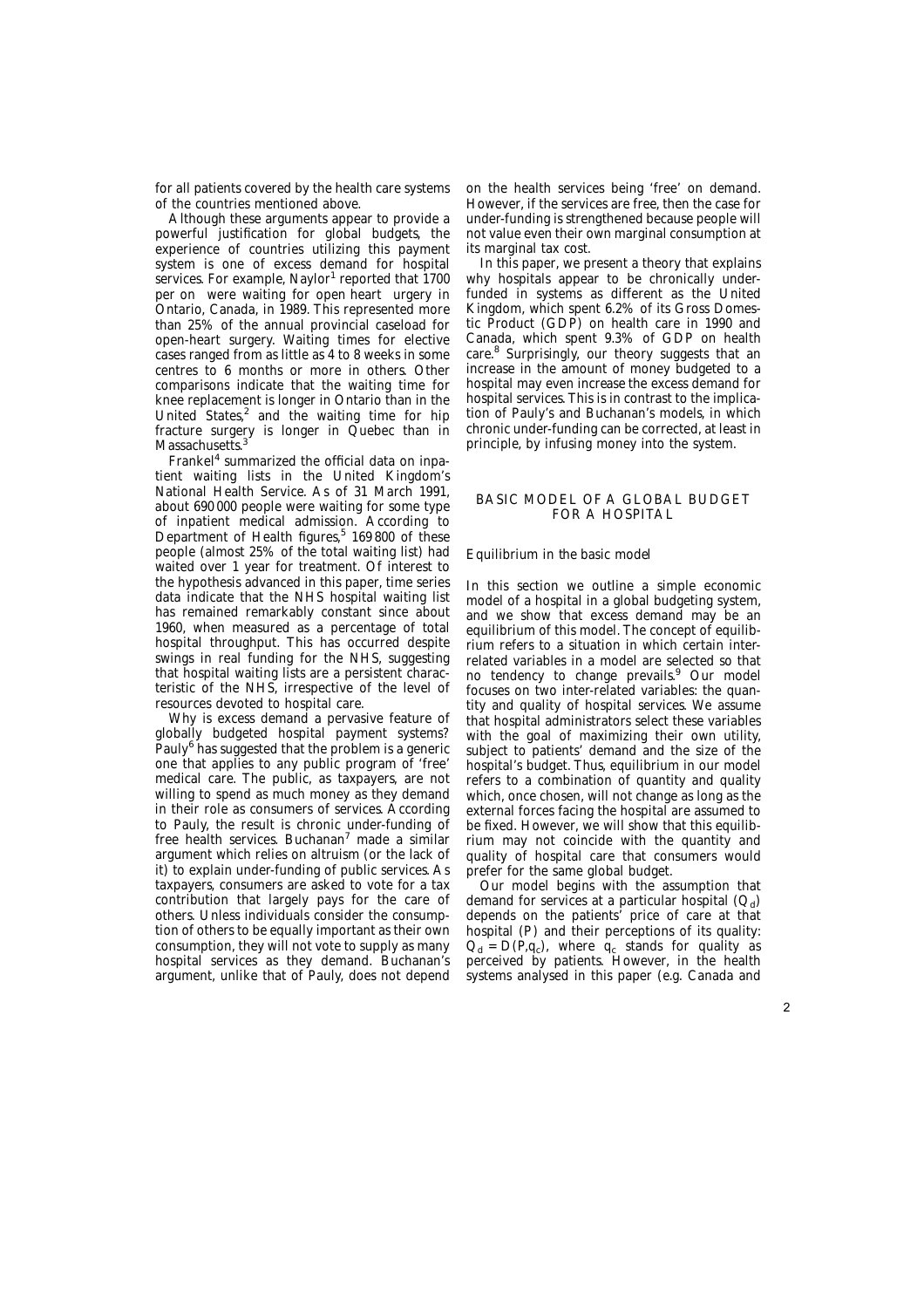for all patients covered by the health care systems of the countries mentioned above.

Although these arguments appear to provide a powerful justification for global budgets, the experience of countries utilizing this payment system is one of excess demand for hospital services. For example, Naylor[1] reported that 1700 per on were waiting for open heart urgery in Ontario, Canada, in 1989. This represented more than 25% of the annual provincial caseload for open-heart surgery. Waiting times for elective cases ranged from as little as 4 to 8 weeks in some centres to 6 months or more in others. Other comparisons indicate that the waiting time for knee replacement is longer in Ontario than in the United States,[2] and the waiting time for hip fracture surgery is longer in Quebec than in Massachusetts.[3]

Frankel[4] summarized the official data on inpatient waiting lists in the United Kingdom's National Health Service. As of 31 March 1991, about 690 000 people were waiting for some type of inpatient medical admission. According to Department of Health figures,[5] 169 800 of these people (almost 25% of the total waiting list) had waited over 1 year for treatment. Of interest to the hypothesis advanced in this paper, time series data indicate that the NHS hospital waiting list has remained remarkably constant since about 1960, when measured as a percentage of total hospital throughput. This has occurred despite swings in real funding for the NHS, suggesting that hospital waiting lists are a persistent characteristic of the NHS, irrespective of the level of resources devoted to hospital care.

Why is excess demand a pervasive feature of globally budgeted hospital payment systems? Pauly[6] has suggested that the problem is a generic one that applies to any public program of 'free' medical care. The public, as taxpayers, are not willing to spend as much money as they demand in their role as consumers of services. According to Pauly, the result is chronic under-funding of free health services. Buchanan[7] made a similar argument which relies on altruism (or the lack of it) to explain under-funding of public services. As taxpayers, consumers are asked to vote for a tax contribution that largely pays for the care of others. Unless individuals consider the consumption of others to be equally important as their own consumption, they will not vote to supply as many hospital services as they demand. Buchanan's argument, unlike that of Pauly, does not depend on the health services being 'free' on demand. However, if the services are free, then the case for under-funding is strengthened because people will not value even their own marginal consumption at its marginal tax cost.

In this paper, we present a theory that explains why hospitals appear to be chronically under-funded in systems as different as the United Kingdom, which spent 6.2% of its Gross Domestic Product (GDP) on health care in 1990 and Canada, which spent 9.3% of GDP on health care.[8] Surprisingly, our theory suggests that an increase in the amount of money budgeted to a hospital may even increase the excess demand for hospital services. This is in contrast to the implication of Pauly's and Buchanan's models, in which chronic under-funding can be corrected, at least in principle, by infusing money into the system.

## BASIC MODEL OF A GLOBAL BUDGET FOR A HOSPITAL

### Equilibrium in the basic model

In this section we outline a simple economic model of a hospital in a global budgeting system, and we show that excess demand may be an equilibrium of this model. The concept of equilibrium refers to a situation in which certain inter-related variables in a model are selected so that no tendency to change prevails.[9] Our model focuses on two inter-related variables: the quantity and quality of hospital services. We assume that hospital administrators select these variables with the goal of maximizing their own utility, subject to patients' demand and the size of the hospital's budget. Thus, equilibrium in our model refers to a combination of quantity and quality which, once chosen, will not change as long as the external forces facing the hospital are assumed to be fixed. However, we will show that this equilibrium may not coincide with the quantity and quality of hospital care that consumers would prefer for the same global budget.

Our model begins with the assumption that demand for services at a particular hospital ($Q_d$) depends on the patients' price of care at that hospital ($P$) and their perceptions of its quality: $Q_d = D(P, q_c)$, where $q_c$ stands for quality as perceived by patients. However, in the health systems analysed in this paper (e.g. Canada and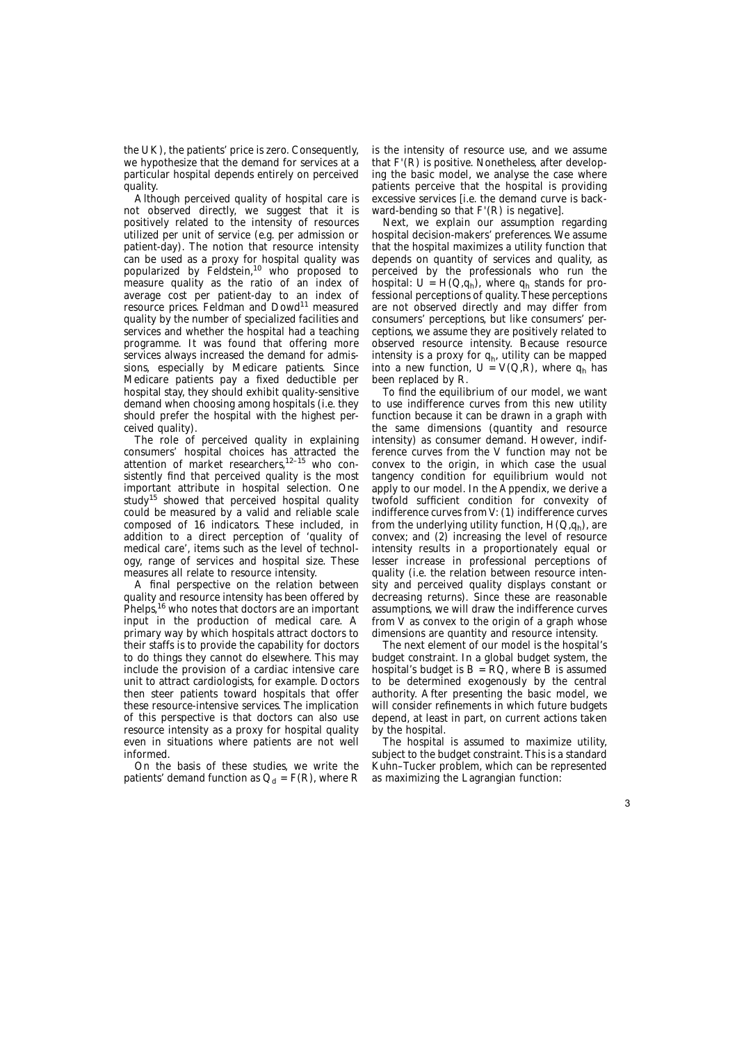the UK), the patients' price is zero. Consequently, we hypothesize that the demand for services at a particular hospital depends entirely on perceived quality.

Although perceived quality of hospital care is not observed directly, we suggest that it is positively related to the intensity of resources utilized per unit of service (e.g. per admission or patient-day). The notion that resource intensity can be used as a proxy for hospital quality was popularized by Feldstein,[10] who proposed to measure quality as the ratio of an index of average cost per patient-day to an index of resource prices. Feldman and Dowd[11] measured quality by the number of specialized facilities and services and whether the hospital had a teaching programme. It was found that offering more services always increased the demand for admissions, especially by Medicare patients. Since Medicare patients pay a fixed deductible per hospital stay, they should exhibit quality-sensitive demand when choosing among hospitals (i.e. they should prefer the hospital with the highest perceived quality).

The role of perceived quality in explaining consumers' hospital choices has attracted the attention of market researchers,[12–15] who consistently find that perceived quality is the most important attribute in hospital selection. One study[15] showed that perceived hospital quality could be measured by a valid and reliable scale composed of 16 indicators. These included, in addition to a direct perception of 'quality of medical care', items such as the level of technology, range of services and hospital size. These measures all relate to resource intensity.

A final perspective on the relation between quality and resource intensity has been offered by Phelps,[16] who notes that doctors are an important input in the production of medical care. A primary way by which hospitals attract doctors to their staffs is to provide the capability for doctors to do things they cannot do elsewhere. This may include the provision of a cardiac intensive care unit to attract cardiologists, for example. Doctors then steer patients toward hospitals that offer these resource-intensive services. The implication of this perspective is that doctors can also use resource intensity as a proxy for hospital quality even in situations where patients are not well informed.

On the basis of these studies, we write the patients' demand function as $Q_d = F(R)$, where $R$ is the intensity of resource use, and we assume that $F'(R)$ is positive. Nonetheless, after developing the basic model, we analyse the case where patients perceive that the hospital is providing excessive services [i.e. the demand curve is backward-bending so that $F'(R)$ is negative].

Next, we explain our assumption regarding hospital decision-makers' preferences. We assume that the hospital maximizes a utility function that depends on quantity of services and quality, as perceived by the professionals who run the hospital: $U = H(Q, q_h)$, where $q_h$ stands for professional perceptions of quality. These perceptions are not observed directly and may differ from consumers' perceptions, but like consumers' perceptions, we assume they are positively related to observed resource intensity. Because resource intensity is a proxy for $q_h$, utility can be mapped into a new function, $U = V(Q,R)$, where $q_h$ has been replaced by $R$.

To find the equilibrium of our model, we want to use indifference curves from this new utility function because it can be drawn in a graph with the same dimensions (quantity and resource intensity) as consumer demand. However, indifference curves from the $V$ function may not be convex to the origin, in which case the usual tangency condition for equilibrium would not apply to our model. In the Appendix, we derive a twofold sufficient condition for convexity of indifference curves from $V$: (1) indifference curves from the underlying utility function, $H(Q,q_h)$, are convex; and (2) increasing the level of resource intensity results in a proportionately equal or lesser increase in professional perceptions of quality (i.e. the relation between resource intensity and perceived quality displays constant or decreasing returns). Since these are reasonable assumptions, we will draw the indifference curves from $V$ as convex to the origin of a graph whose dimensions are quantity and resource intensity.

The next element of our model is the hospital's budget constraint. In a global budget system, the hospital's budget is $B = RQ$, where $B$ is assumed to be determined exogenously by the central authority. After presenting the basic model, we will consider refinements in which future budgets depend, at least in part, on current actions taken by the hospital.

The hospital is assumed to maximize utility, subject to the budget constraint. This is a standard Kuhn–Tucker problem, which can be represented as maximizing the Lagrangian function: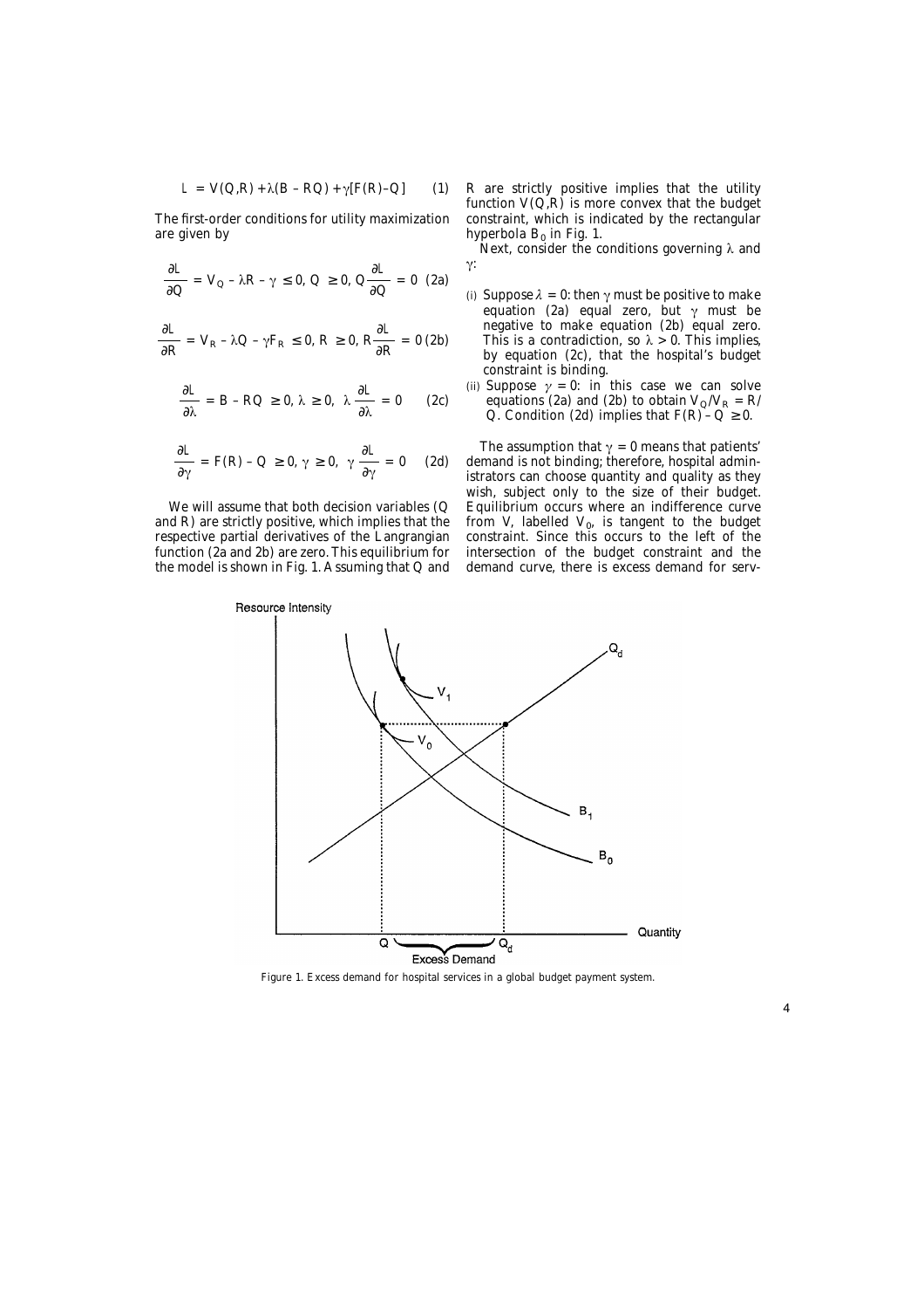$$L = V(Q,R) + \lambda(B - RQ) + \gamma[F(R) - Q] \quad (1)$$

The first-order conditions for utility maximization are given by

$$\frac{\partial L}{\partial Q} = V_Q - \lambda R - \gamma \leq 0,\ Q \geq 0,\ Q\frac{\partial L}{\partial Q} = 0 \quad (2a)$$

$$\frac{\partial L}{\partial R} = V_R - \lambda Q - \gamma F_R \leq 0,\ R \geq 0,\ R\frac{\partial L}{\partial R} = 0 \quad (2b)$$

$$\frac{\partial L}{\partial \lambda} = B - RQ \geq 0,\ \lambda \geq 0,\ \lambda\frac{\partial L}{\partial \lambda} = 0 \quad (2c)$$

$$\frac{\partial L}{\partial \gamma} = F(R) - Q \geq 0,\ \gamma \geq 0,\ \gamma\frac{\partial L}{\partial \gamma} = 0 \quad (2d)$$

We will assume that both decision variables ($Q$ and $R$) are strictly positive, which implies that the respective partial derivatives of the Langrangian function (2a and 2b) are zero. This equilibrium for the model is shown in Fig. 1. Assuming that $Q$ and $R$ are strictly positive implies that the utility function $V(Q,R)$ is more convex that the budget constraint, which is indicated by the rectangular hyperbola $B_0$ in Fig. 1.

Next, consider the conditions governing $\lambda$ and $\gamma$:

(i) Suppose $\lambda = 0$: then $\gamma$ must be positive to make equation (2a) equal zero, but $\gamma$ must be negative to make equation (2b) equal zero. This is a contradiction, so $\lambda > 0$. This implies, by equation (2c), that the hospital's budget constraint is binding.

(ii) Suppose $\gamma = 0$: in this case we can solve equations (2a) and (2b) to obtain $V_Q/V_R = R/Q$. Condition (2d) implies that $F(R) - Q \geq 0$.

The assumption that $\gamma = 0$ means that patients' demand is not binding; therefore, hospital administrators can choose quantity and quality as they wish, subject only to the size of their budget. Equilibrium occurs where an indifference curve from V, labelled $V_0$, is tangent to the budget constraint. Since this occurs to the left of the intersection of the budget constraint and the demand curve, there is excess demand for serv-

Figure 1. Excess demand for hospital services in a global budget payment system.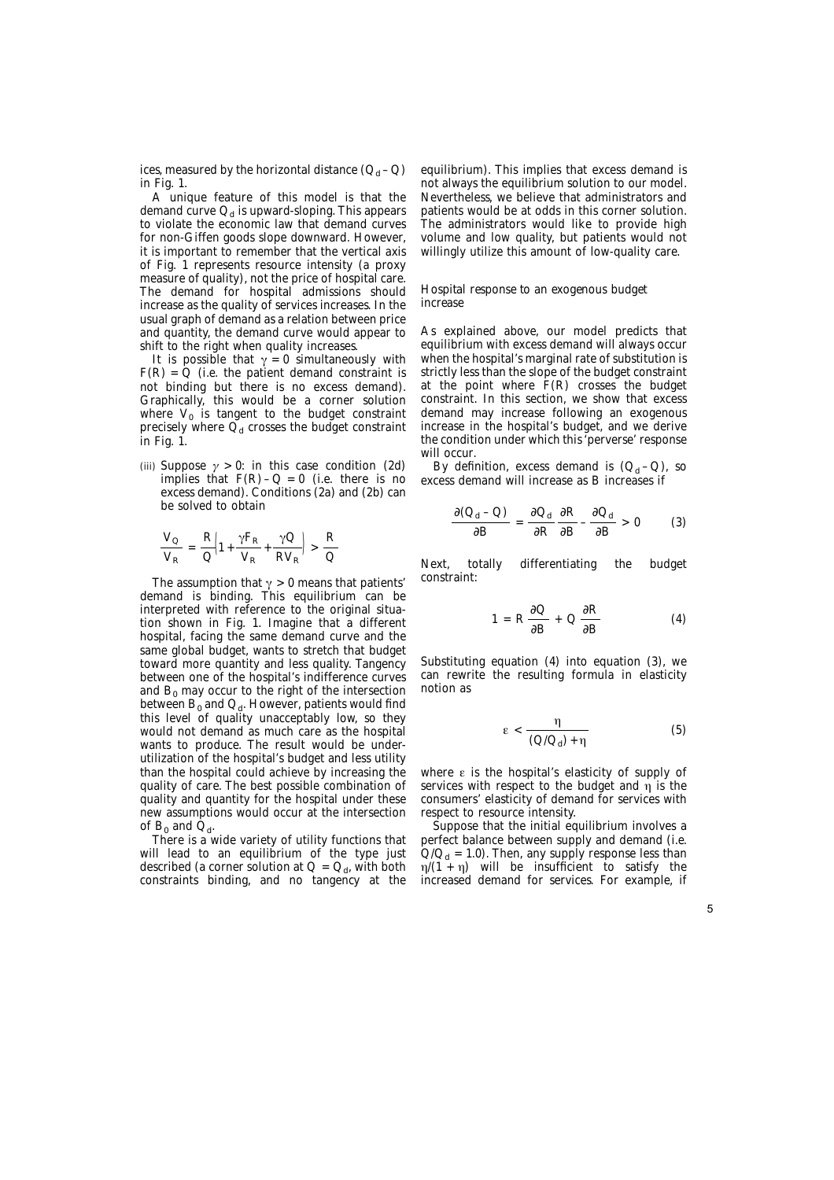ices, measured by the horizontal distance $(Q_d - Q)$ in Fig. 1.

A unique feature of this model is that the demand curve $Q_d$ is upward-sloping. This appears to violate the economic law that demand curves for non-Giffen goods slope downward. However, it is important to remember that the vertical axis of Fig. 1 represents resource intensity (a proxy measure of quality), not the price of hospital care. The demand for hospital admissions should increase as the quality of services increases. In the usual graph of demand as a relation between price and quantity, the demand curve would appear to shift to the right when quality increases.

It is possible that $\gamma = 0$ simultaneously with $F(R) = Q$ (i.e. the patient demand constraint is not binding but there is no excess demand). Graphically, this would be a corner solution where $V_0$ is tangent to the budget constraint precisely where $Q_d$ crosses the budget constraint in Fig. 1.

(iii) Suppose $\gamma > 0$: in this case condition (2d) implies that $F(R) - Q = 0$ (i.e. there is no excess demand). Conditions (2a) and (2b) can be solved to obtain

$$\frac{V_Q}{V_R} = \frac{R}{Q}\left(1 + \frac{\gamma F_R}{V_R} + \frac{\gamma Q}{R V_R}\right) > \frac{R}{Q}$$

The assumption that $\gamma > 0$ means that patients' demand is binding. This equilibrium can be interpreted with reference to the original situation shown in Fig. 1. Imagine that a different hospital, facing the same demand curve and the same global budget, wants to stretch that budget toward more quantity and less quality. Tangency between one of the hospital's indifference curves and $B_0$ may occur to the right of the intersection between $B_0$ and $Q_d$. However, patients would find this level of quality unacceptably low, so they would not demand as much care as the hospital wants to produce. The result would be underutilization of the hospital's budget and less utility than the hospital could achieve by increasing the quality of care. The best possible combination of quality and quantity for the hospital under these new assumptions would occur at the intersection of $B_0$ and $Q_d$.

There is a wide variety of utility functions that will lead to an equilibrium of the type just described (a corner solution at $Q = Q_d$, with both constraints binding, and no tangency at the equilibrium). This implies that excess demand is not always the equilibrium solution to our model. Nevertheless, we believe that administrators and patients would be at odds in this corner solution. The administrators would like to provide high volume and low quality, but patients would not willingly utilize this amount of low-quality care.

## Hospital response to an exogenous budget increase

As explained above, our model predicts that equilibrium with excess demand will always occur when the hospital's marginal rate of substitution is strictly less than the slope of the budget constraint at the point where $F(R)$ crosses the budget constraint. In this section, we show that excess demand may increase following an exogenous increase in the hospital's budget, and we derive the condition under which this 'perverse' response will occur.

By definition, excess demand is $(Q_d - Q)$, so excess demand will increase as $B$ increases if

$$\frac{\partial (Q_d - Q)}{\partial B} = \frac{\partial Q_d}{\partial R}\frac{\partial R}{\partial B} - \frac{\partial Q_d}{\partial B} > 0 \qquad (3)$$

Next, totally differentiating the budget constraint:

$$1 = R\,\frac{\partial Q}{\partial B} + Q\,\frac{\partial R}{\partial B} \qquad (4)$$

Substituting equation (4) into equation (3), we can rewrite the resulting formula in elasticity notion as

$$\varepsilon < \frac{\eta}{(Q/Q_d) + \eta} \qquad (5)$$

where $\varepsilon$ is the hospital's elasticity of supply of services with respect to the budget and $\eta$ is the consumers' elasticity of demand for services with respect to resource intensity.

Suppose that the initial equilibrium involves a perfect balance between supply and demand (i.e. $Q/Q_d = 1.0$). Then, any supply response less than $\eta/(1 + \eta)$ will be insufficient to satisfy the increased demand for services. For example, if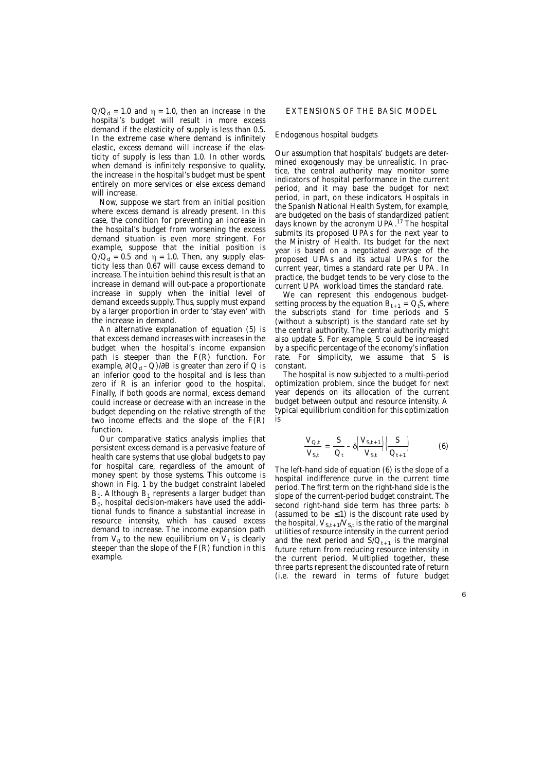$Q/Q_d = 1.0$ and $\eta = 1.0$, then an increase in the hospital's budget will result in more excess demand if the elasticity of supply is less than 0.5. In the extreme case where demand is infinitely elastic, excess demand will increase if the elasticity of supply is less than 1.0. In other words, when demand is infinitely responsive to quality, the increase in the hospital's budget must be spent entirely on more services or else excess demand will increase.

Now, suppose we start from an initial position where excess demand is already present. In this case, the condition for preventing an increase in the hospital's budget from worsening the excess demand situation is even more stringent. For example, suppose that the initial position is $Q/Q_d = 0.5$ and $\eta = 1.0$. Then, any supply elasticity less than 0.67 will cause excess demand to increase. The intuition behind this result is that an increase in demand will out-pace a proportionate increase in supply when the initial level of demand exceeds supply. Thus, supply must expand by a larger proportion in order to 'stay even' with the increase in demand.

An alternative explanation of equation (5) is that excess demand increases with increases in the budget when the hospital's income expansion path is steeper than the $F(R)$ function. For example, $\partial(Q_d - Q)/\partial B$ is greater than zero if $Q$ is an inferior good to the hospital and is less than zero if $R$ is an inferior good to the hospital. Finally, if both goods are normal, excess demand could increase or decrease with an increase in the budget depending on the relative strength of the two income effects and the slope of the $F(R)$ function.

Our comparative statics analysis implies that persistent excess demand is a pervasive feature of health care systems that use global budgets to pay for hospital care, regardless of the amount of money spent by those systems. This outcome is shown in Fig. 1 by the budget constraint labeled $B_1$. Although $B_1$ represents a larger budget than $B_0$, hospital decision-makers have used the additional funds to finance a substantial increase in resource intensity, which has caused excess demand to increase. The income expansion path from $V_0$ to the new equilibrium on $V_1$ is clearly steeper than the slope of the $F(R)$ function in this example.

## EXTENSIONS OF THE BASIC MODEL

### Endogenous hospital budgets

Our assumption that hospitals' budgets are determined exogenously may be unrealistic. In practice, the central authority may monitor some indicators of hospital performance in the current period, and it may base the budget for next period, in part, on these indicators. Hospitals in the Spanish National Health System, for example, are budgeted on the basis of standardized patient days known by the acronym UPA.[17] The hospital submits its proposed UPAs for the next year to the Ministry of Health. Its budget for the next year is based on a negotiated average of the proposed UPAs and its actual UPAs for the current year, times a standard rate per UPA. In practice, the budget tends to be very close to the current UPA workload times the standard rate.

We can represent this endogenous budget-setting process by the equation $B_{t+1} = Q_t S$, where the subscripts stand for time periods and $S$ (without a subscript) is the standard rate set by the central authority. The central authority might also update $S$. For example, $S$ could be increased by a specific percentage of the economy's inflation rate. For simplicity, we assume that $S$ is constant.

The hospital is now subjected to a multi-period optimization problem, since the budget for next year depends on its allocation of the current budget between output and resource intensity. A typical equilibrium condition for this optimization is

$$\frac{V_{Q,t}}{V_{S,t}} = \frac{S}{Q_t} - \delta\left(\frac{V_{S,t+1}}{V_{S,t}}\right)\left(\frac{S}{Q_{t+1}}\right) \qquad (6)$$

The left-hand side of equation (6) is the slope of a hospital indifference curve in the current time period. The first term on the right-hand side is the slope of the current-period budget constraint. The second right-hand side term has three parts: $\delta$ (assumed to be $\leq 1$) is the discount rate used by the hospital, $V_{S,t+1}/V_{S,t}$ is the ratio of the marginal utilities of resource intensity in the current period and the next period and $S/Q_{t+1}$ is the marginal future return from reducing resource intensity in the current period. Multiplied together, these three parts represent the discounted rate of return (i.e. the reward in terms of future budget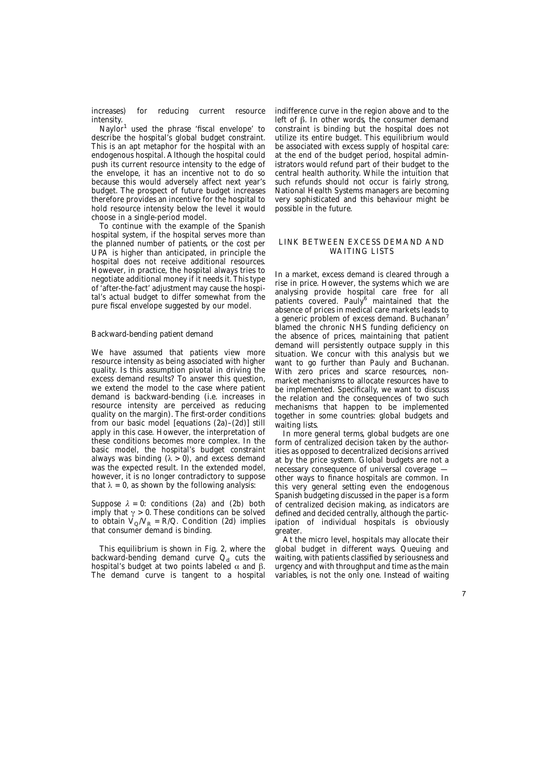increases) for reducing current resource intensity.

Naylor[1] used the phrase 'fiscal envelope' to describe the hospital's global budget constraint. This is an apt metaphor for the hospital with an endogenous hospital. Although the hospital could push its current resource intensity to the edge of the envelope, it has an incentive not to do so because this would adversely affect next year's budget. The prospect of future budget increases therefore provides an incentive for the hospital to hold resource intensity below the level it would choose in a single-period model.

To continue with the example of the Spanish hospital system, if the hospital serves more than the planned number of patients, or the cost per UPA is higher than anticipated, in principle the hospital does not receive additional resources. However, in practice, the hospital always tries to negotiate additional money if it needs it. This type of 'after-the-fact' adjustment may cause the hospital's actual budget to differ somewhat from the pure fiscal envelope suggested by our model.

### Backward-bending patient demand

We have assumed that patients view more resource intensity as being associated with higher quality. Is this assumption pivotal in driving the excess demand results? To answer this question, we extend the model to the case where patient demand is backward-bending (i.e. increases in resource intensity are perceived as reducing quality on the margin). The first-order conditions from our basic model [equations (2a)–(2d)] still apply in this case. However, the interpretation of these conditions becomes more complex. In the basic model, the hospital's budget constraint always was binding ($\lambda > 0$), and excess demand was the expected result. In the extended model, however, it is no longer contradictory to suppose that $\lambda = 0$, as shown by the following analysis:

Suppose $\lambda = 0$: conditions (2a) and (2b) both imply that $\gamma > 0$. These conditions can be solved to obtain $V_Q/V_R = R/Q$. Condition (2d) implies that consumer demand is binding.

This equilibrium is shown in Fig. 2, where the backward-bending demand curve $Q_d$ cuts the hospital's budget at two points labeled $\alpha$ and $\beta$. The demand curve is tangent to a hospital indifference curve in the region above and to the left of $\beta$. In other words, the consumer demand constraint is binding but the hospital does not utilize its entire budget. This equilibrium would be associated with excess supply of hospital care: at the end of the budget period, hospital administrators would refund part of their budget to the central health authority. While the intuition that such refunds should not occur is fairly strong, National Health Systems managers are becoming very sophisticated and this behaviour might be possible in the future.

## LINK BETWEEN EXCESS DEMAND AND WAITING LISTS

In a market, excess demand is cleared through a rise in price. However, the systems which we are analysing provide hospital care free for all patients covered. Pauly[6] maintained that the absence of prices in medical care markets leads to a generic problem of excess demand. Buchanan[7] blamed the chronic NHS funding deficiency on the absence of prices, maintaining that patient demand will persistently outpace supply in this situation. We concur with this analysis but we want to go further than Pauly and Buchanan. With zero prices and scarce resources, non-market mechanisms to allocate resources have to be implemented. Specifically, we want to discuss the relation and the consequences of two such mechanisms that happen to be implemented together in some countries: global budgets and waiting lists.

In more general terms, global budgets are one form of centralized decision taken by the authorities as opposed to decentralized decisions arrived at by the price system. Global budgets are not a necessary consequence of universal coverage — other ways to finance hospitals are common. In this very general setting even the endogenous Spanish budgeting discussed in the paper is a form of centralized decision making, as indicators are defined and decided centrally, although the participation of individual hospitals is obviously greater.

At the micro level, hospitals may allocate their global budget in different ways. Queuing and waiting, with patients classified by seriousness and urgency and with throughput and time as the main variables, is not the only one. Instead of waiting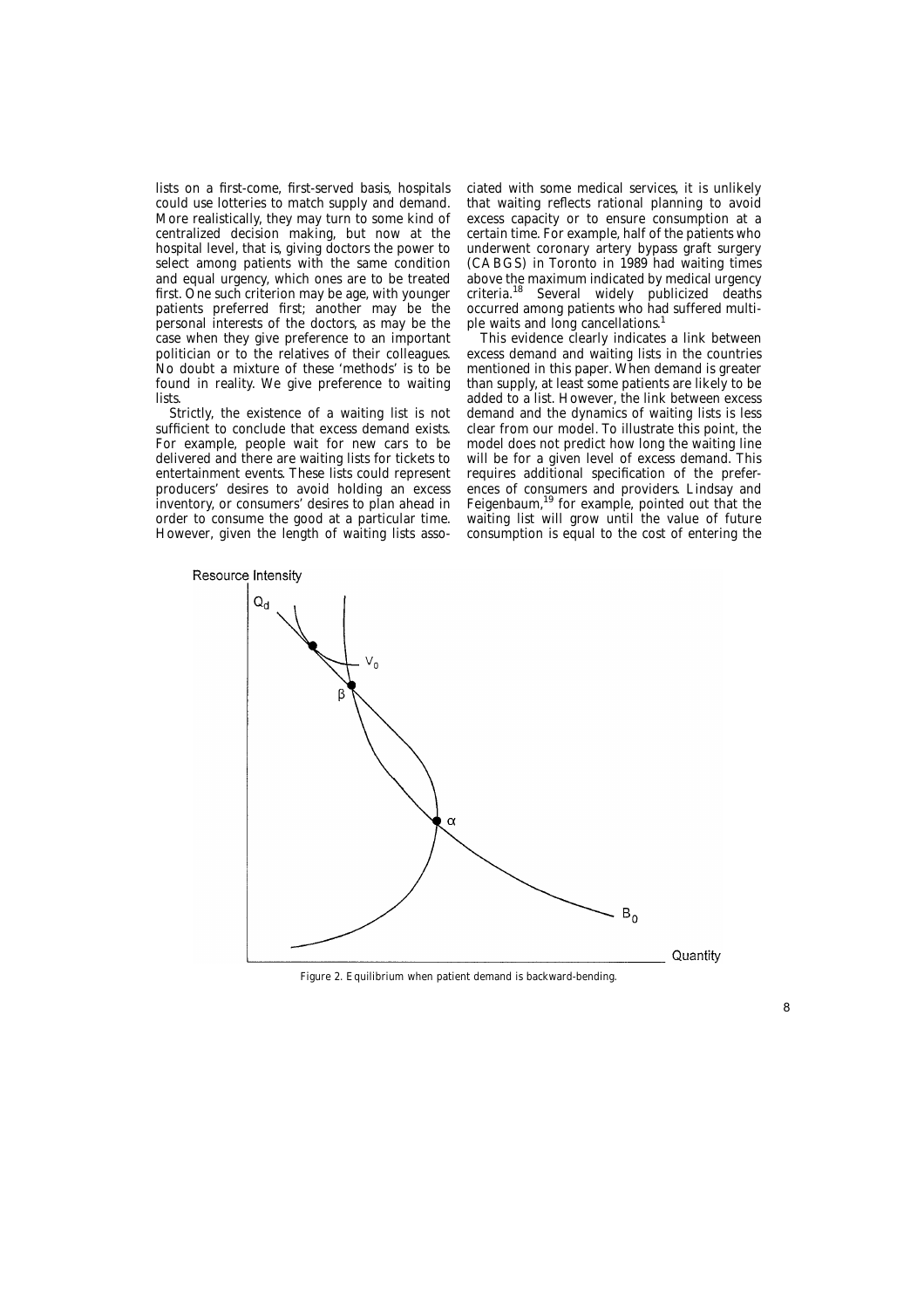lists on a first-come, first-served basis, hospitals could use lotteries to match supply and demand. More realistically, they may turn to some kind of centralized decision making, but now at the hospital level, that is, giving doctors the power to select among patients with the same condition and equal urgency, which ones are to be treated first. One such criterion may be age, with younger patients preferred first; another may be the personal interests of the doctors, as may be the case when they give preference to an important politician or to the relatives of their colleagues. No doubt a mixture of these 'methods' is to be found in reality. We give preference to waiting lists.

Strictly, the existence of a waiting list is not sufficient to conclude that excess demand exists. For example, people wait for new cars to be delivered and there are waiting lists for tickets to entertainment events. These lists could represent producers' desires to avoid holding an excess inventory, or consumers' desires to plan ahead in order to consume the good at a particular time. However, given the length of waiting lists associated with some medical services, it is unlikely that waiting reflects rational planning to avoid excess capacity or to ensure consumption at a certain time. For example, half of the patients who underwent coronary artery bypass graft surgery (CABGS) in Toronto in 1989 had waiting times above the maximum indicated by medical urgency criteria.[18] Several widely publicized deaths occurred among patients who had suffered multiple waits and long cancellations.[1]

This evidence clearly indicates a link between excess demand and waiting lists in the countries mentioned in this paper. When demand is greater than supply, at least some patients are likely to be added to a list. However, the link between excess demand and the dynamics of waiting lists is less clear from our model. To illustrate this point, the model does not predict how long the waiting line will be for a given level of excess demand. This requires additional specification of the preferences of consumers and providers. Lindsay and Feigenbaum,[19] for example, pointed out that the waiting list will grow until the value of future consumption is equal to the cost of entering the

Resource Intensity

$Q_d$

$V_0$

$\beta$

$\alpha$

$B_0$

Quantity

Figure 2. Equilibrium when patient demand is backward-bending.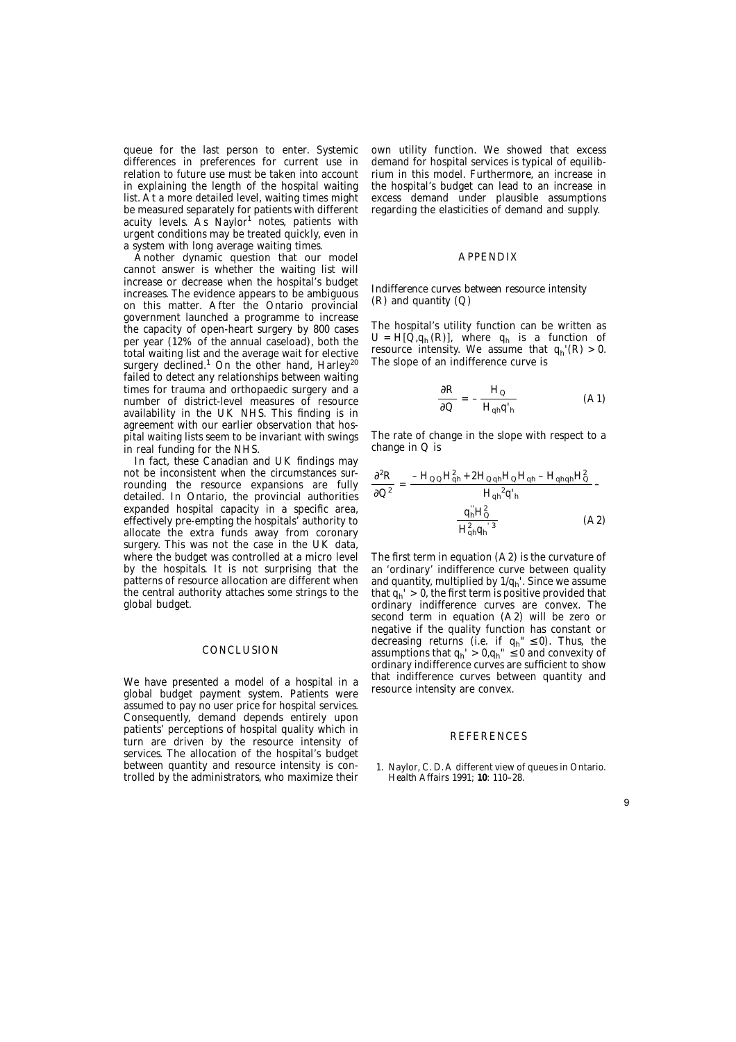queue for the last person to enter. Systemic differences in preferences for current use in relation to future use must be taken into account in explaining the length of the hospital waiting list. At a more detailed level, waiting times might be measured separately for patients with different acuity levels. As Naylor[1] notes, patients with urgent conditions may be treated quickly, even in a system with long average waiting times.

Another dynamic question that our model cannot answer is whether the waiting list will increase or decrease when the hospital's budget increases. The evidence appears to be ambiguous on this matter. After the Ontario provincial government launched a programme to increase the capacity of open-heart surgery by 800 cases per year (12% of the annual caseload), both the total waiting list and the average wait for elective surgery declined.[1] On the other hand, Harley[20] failed to detect any relationships between waiting times for trauma and orthopaedic surgery and a number of district-level measures of resource availability in the UK NHS. This finding is in agreement with our earlier observation that hospital waiting lists seem to be invariant with swings in real funding for the NHS.

In fact, these Canadian and UK findings may not be inconsistent when the circumstances surrounding the resource expansions are fully detailed. In Ontario, the provincial authorities expanded hospital capacity in a specific area, effectively pre-empting the hospitals' authority to allocate the extra funds away from coronary surgery. This was not the case in the UK data, where the budget was controlled at a micro level by the hospitals. It is not surprising that the patterns of resource allocation are different when the central authority attaches some strings to the global budget.

## CONCLUSION

We have presented a model of a hospital in a global budget payment system. Patients were assumed to pay no user price for hospital services. Consequently, demand depends entirely upon patients' perceptions of hospital quality which in turn are driven by the resource intensity of services. The allocation of the hospital's budget between quantity and resource intensity is controlled by the administrators, who maximize their own utility function. We showed that excess demand for hospital services is typical of equilibrium in this model. Furthermore, an increase in the hospital's budget can lead to an increase in excess demand under plausible assumptions regarding the elasticities of demand and supply.

## APPENDIX

### *Indifference curves between resource intensity (R) and quantity (Q)*

The hospital's utility function can be written as $U = H[Q, q_h(R)]$, where $q_h$ is a function of resource intensity. We assume that $q_h'(R) > 0$. The slope of an indifference curve is

$$\frac{\partial R}{\partial Q} = -\frac{H_Q}{H_{qh} q'_h} \qquad (A1)$$

The rate of change in the slope with respect to a change in Q is

$$\frac{\partial^2 R}{\partial Q^2} = \frac{-H_{QQ}H_{qh}^2 + 2H_{Qqh}H_Q H_{qh} - H_{qhqh}H_Q^2}{H_{qh}{}^2 q'_h} - \frac{q''_h H_Q^2}{H_{qh}^2 q_h{}'^3} \qquad (A2)$$

The first term in equation (A2) is the curvature of an 'ordinary' indifference curve between quality and quantity, multiplied by $1/q_h'$. Since we assume that $q_h' > 0$, the first term is positive provided that ordinary indifference curves are convex. The second term in equation (A2) will be zero or negative if the quality function has constant or decreasing returns (i.e. if $q_h'' \leq 0$). Thus, the assumptions that $q_h' > 0, q_h'' \leq 0$ and convexity of ordinary indifference curves are sufficient to show that indifference curves between quantity and resource intensity are convex.

## REFERENCES

1. Naylor, C. D. A different view of queues in Ontario. *Health Affairs* 1991; **10**: 110–28.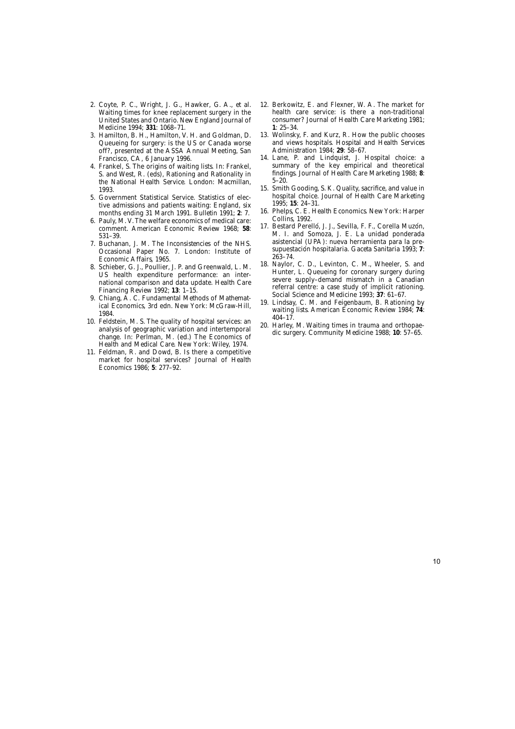2. Coyte, P. C., Wright, J. G., Hawker, G. A., et al. Waiting times for knee replacement surgery in the United States and Ontario. *New England Journal of Medicine* 1994; **331**: 1068–71.
3. Hamilton, B. H., Hamilton, V. H. and Goldman, D. Queueing for surgery: is the US or Canada worse off?, presented at the ASSA Annual Meeting, San Francisco, CA, 6 January 1996.
4. Frankel, S. The origins of waiting lists. In: Frankel, S. and West, R. (eds), *Rationing and Rationality in the National Health Service*. London: Macmillan, 1993.
5. Government Statistical Service. Statistics of elective admissions and patients waiting: England, six months ending 31 March 1991. *Bulletin* 1991; **2**: 7.
6. Pauly, M. V. The welfare economics of medical care: comment. *American Economic Review* 1968; **58**: 531–39.
7. Buchanan, J. M. *The Inconsistencies of the NHS*. Occasional Paper No. 7. London: Institute of Economic Affairs, 1965.
8. Schieber, G. J., Poullier, J. P. and Greenwald, L. M. US health expenditure performance: an international comparison and data update. *Health Care Financing Review* 1992; **13**: 1–15.
9. Chiang, A. C. *Fundamental Methods of Mathematical Economics*, 3rd edn. New York: McGraw-Hill, 1984.
10. Feldstein, M. S. The quality of hospital services: an analysis of geographic variation and intertemporal change. In: Perlman, M. (ed.) *The Economics of Health and Medical Care*. New York: Wiley, 1974.
11. Feldman, R. and Dowd, B. Is there a competitive market for hospital services? *Journal of Health Economics* 1986; **5**: 277–92.
12. Berkowitz, E. and Flexner, W. A. The market for health care service: is there a non-traditional consumer? *Journal of Health Care Marketing* 1981; **1**: 25–34.
13. Wolinsky, F. and Kurz, R. How the public chooses and views hospitals. *Hospital and Health Services Administration* 1984; **29**: 58–67.
14. Lane, P. and Lindquist, J. Hospital choice: a summary of the key empirical and theoretical findings. *Journal of Health Care Marketing* 1988; **8**: 5–20.
15. Smith Gooding, S. K. Quality, sacrifice, and value in hospital choice. *Journal of Health Care Marketing* 1995; **15**: 24–31.
16. Phelps, C. E. *Health Economics*. New York: Harper Collins, 1992.
17. Bestard Perelló, J. J., Sevilla, F. F., Corella Muzón, M. I. and Somoza, J. E. La unidad ponderada asistencial (UPA): nueva herramienta para la presupuestación hospitalaria. *Gaceta Sanitaria* 1993; **7**: 263–74.
18. Naylor, C. D., Levinton, C. M., Wheeler, S. and Hunter, L. Queueing for coronary surgery during severe supply–demand mismatch in a Canadian referral centre: a case study of implicit rationing. *Social Science and Medicine* 1993; **37**: 61–67.
19. Lindsay, C. M. and Feigenbaum, B. Rationing by waiting lists. *American Economic Review* 1984; **74**: 404–17.
20. Harley, M. Waiting times in trauma and orthopaedic surgery. *Community Medicine* 1988; **10**: 57–65.